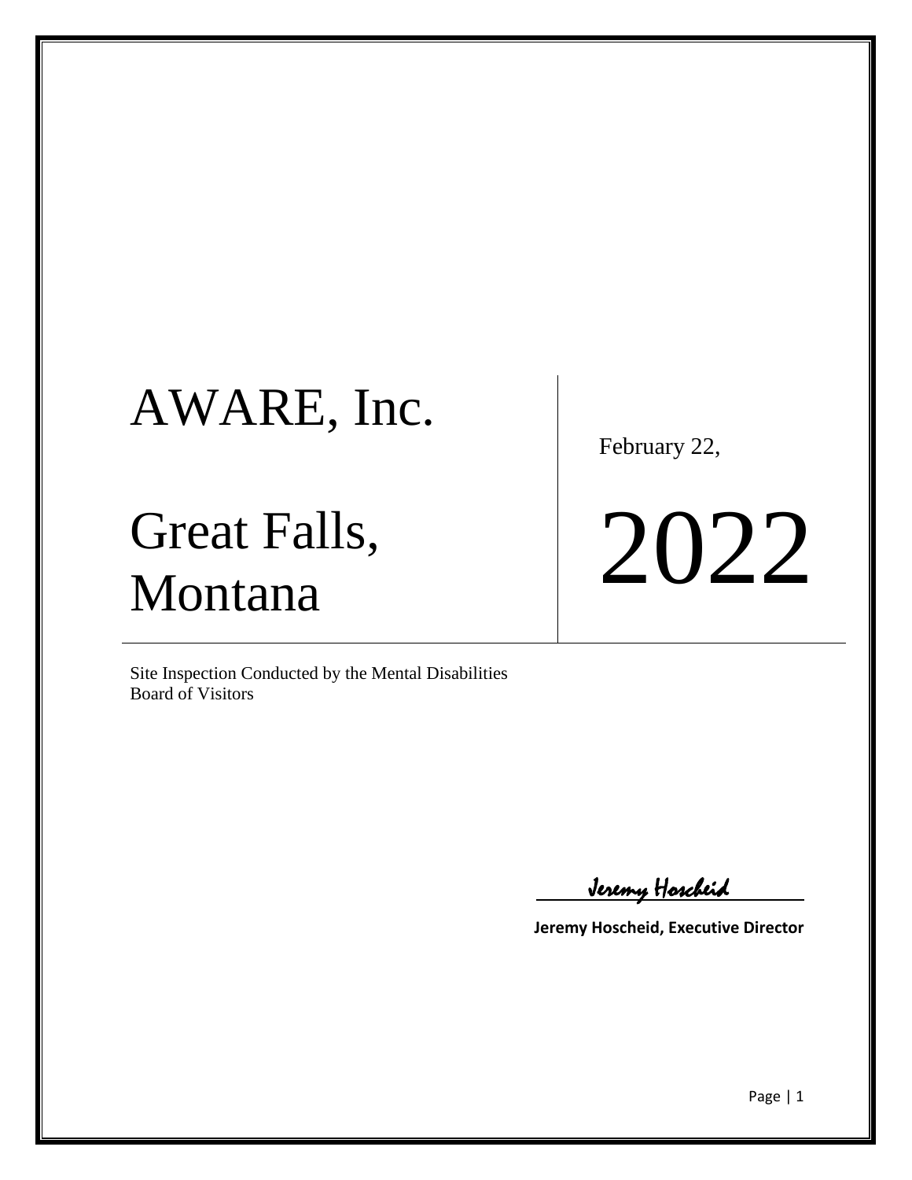# AWARE, Inc.

# Great Falls, Montana

February 22,

# 2022

Site Inspection Conducted by the Mental Disabilities Board of Visitors

*Jeremy Hoscheid*

**Jeremy Hoscheid, Executive Director**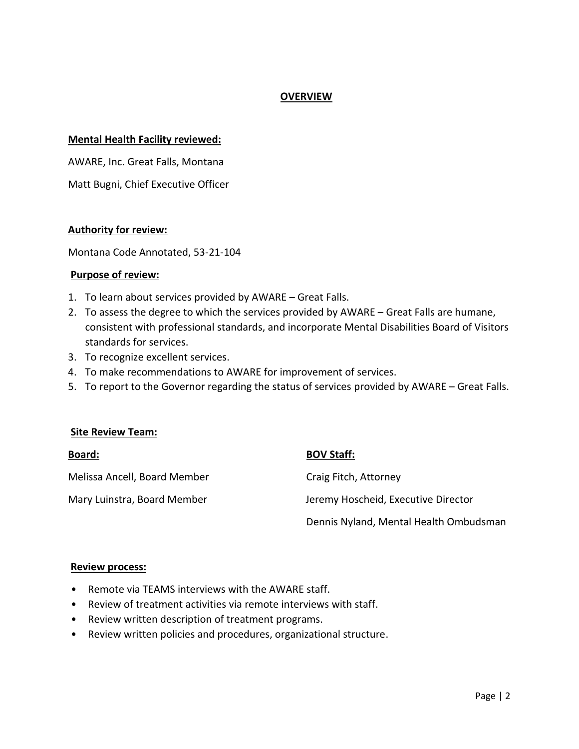# OVERVIEW

**Mental Health Facility reviewed:**

AWARE, Inc. Great Falls, Montana

Matt Bugni, Chief Executive Officer

**Authority for review:**

Montana Code Annotated, 53-21-104

**Purpose of review:**

1. To learn about services provided by AWARE – Great Falls.
2. To assess the degree to which the services provided by AWARE – Great Falls are humane, consistent with professional standards, and incorporate Mental Disabilities Board of Visitors standards for services.
3. To recognize excellent services.
4. To make recommendations to AWARE for improvement of services.
5. To report to the Governor regarding the status of services provided by AWARE – Great Falls.

**Site Review Team:**

**Board:**

Melissa Ancell, Board Member

Mary Luinstra, Board Member

**BOV Staff:**

Craig Fitch, Attorney

Jeremy Hoscheid, Executive Director

Dennis Nyland, Mental Health Ombudsman

**Review process:**

- Remote via TEAMS interviews with the AWARE staff.
- Review of treatment activities via remote interviews with staff.
- Review written description of treatment programs.
- Review written policies and procedures, organizational structure.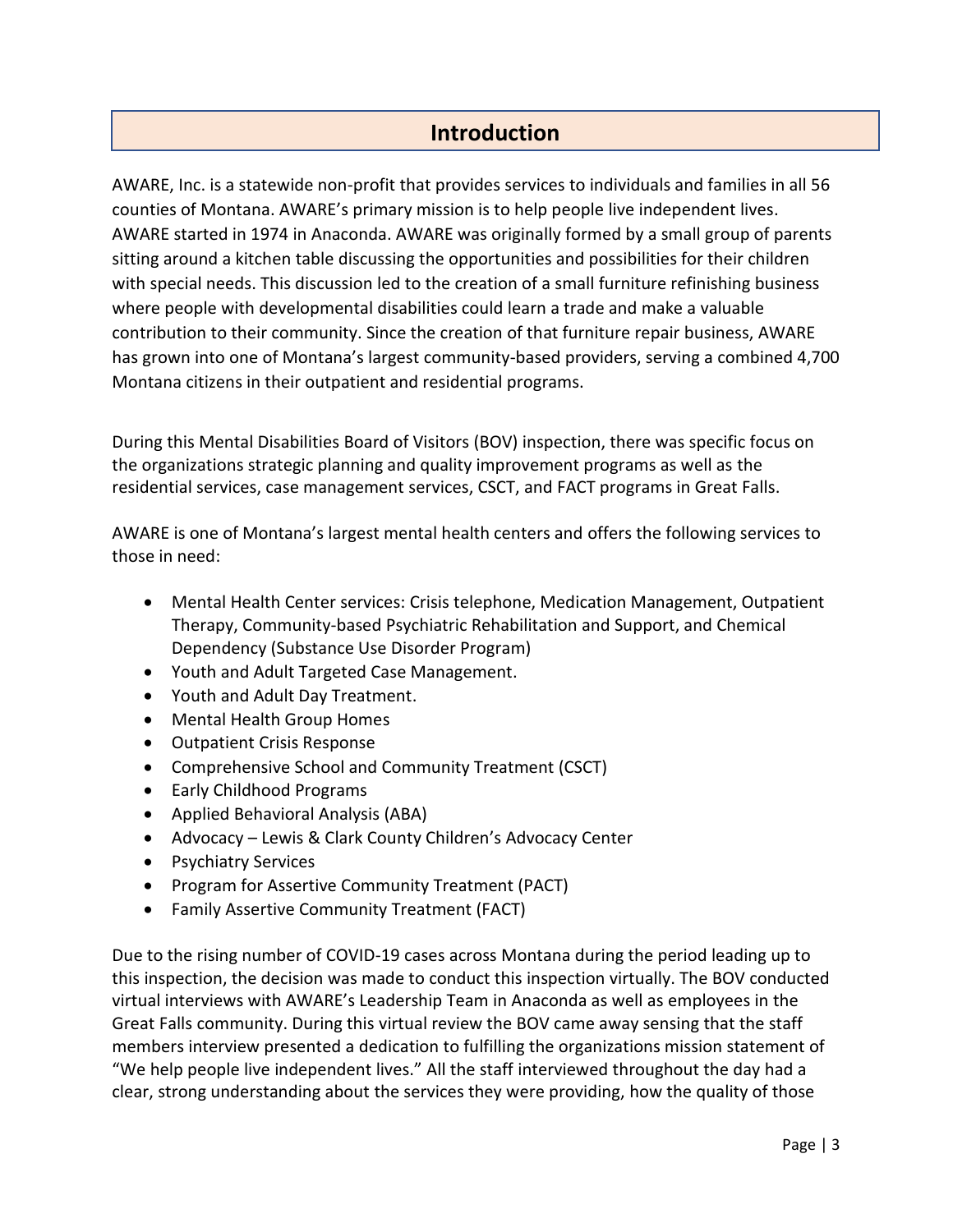# Introduction

AWARE, Inc. is a statewide non-profit that provides services to individuals and families in all 56 counties of Montana. AWARE's primary mission is to help people live independent lives. AWARE started in 1974 in Anaconda. AWARE was originally formed by a small group of parents sitting around a kitchen table discussing the opportunities and possibilities for their children with special needs. This discussion led to the creation of a small furniture refinishing business where people with developmental disabilities could learn a trade and make a valuable contribution to their community. Since the creation of that furniture repair business, AWARE has grown into one of Montana's largest community-based providers, serving a combined 4,700 Montana citizens in their outpatient and residential programs.

During this Mental Disabilities Board of Visitors (BOV) inspection, there was specific focus on the organizations strategic planning and quality improvement programs as well as the residential services, case management services, CSCT, and FACT programs in Great Falls.

AWARE is one of Montana's largest mental health centers and offers the following services to those in need:

- Mental Health Center services: Crisis telephone, Medication Management, Outpatient Therapy, Community-based Psychiatric Rehabilitation and Support, and Chemical Dependency (Substance Use Disorder Program)
- Youth and Adult Targeted Case Management.
- Youth and Adult Day Treatment.
- Mental Health Group Homes
- Outpatient Crisis Response
- Comprehensive School and Community Treatment (CSCT)
- Early Childhood Programs
- Applied Behavioral Analysis (ABA)
- Advocacy – Lewis & Clark County Children's Advocacy Center
- Psychiatry Services
- Program for Assertive Community Treatment (PACT)
- Family Assertive Community Treatment (FACT)

Due to the rising number of COVID-19 cases across Montana during the period leading up to this inspection, the decision was made to conduct this inspection virtually. The BOV conducted virtual interviews with AWARE's Leadership Team in Anaconda as well as employees in the Great Falls community. During this virtual review the BOV came away sensing that the staff members interview presented a dedication to fulfilling the organizations mission statement of "We help people live independent lives." All the staff interviewed throughout the day had a clear, strong understanding about the services they were providing, how the quality of those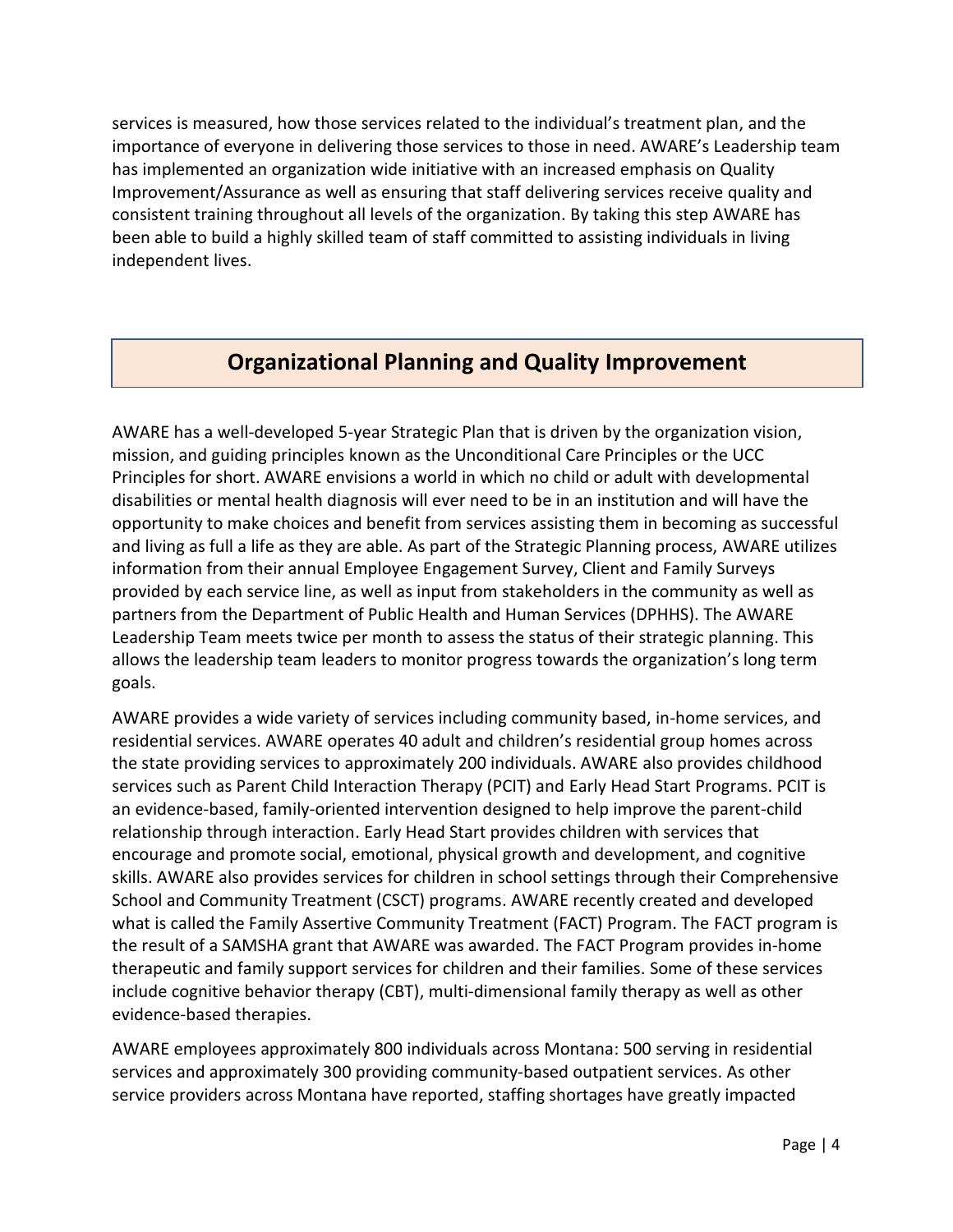services is measured, how those services related to the individual's treatment plan, and the importance of everyone in delivering those services to those in need. AWARE's Leadership team has implemented an organization wide initiative with an increased emphasis on Quality Improvement/Assurance as well as ensuring that staff delivering services receive quality and consistent training throughout all levels of the organization. By taking this step AWARE has been able to build a highly skilled team of staff committed to assisting individuals in living independent lives.

## Organizational Planning and Quality Improvement

AWARE has a well-developed 5-year Strategic Plan that is driven by the organization vision, mission, and guiding principles known as the Unconditional Care Principles or the UCC Principles for short. AWARE envisions a world in which no child or adult with developmental disabilities or mental health diagnosis will ever need to be in an institution and will have the opportunity to make choices and benefit from services assisting them in becoming as successful and living as full a life as they are able. As part of the Strategic Planning process, AWARE utilizes information from their annual Employee Engagement Survey, Client and Family Surveys provided by each service line, as well as input from stakeholders in the community as well as partners from the Department of Public Health and Human Services (DPHHS). The AWARE Leadership Team meets twice per month to assess the status of their strategic planning. This allows the leadership team leaders to monitor progress towards the organization's long term goals.

AWARE provides a wide variety of services including community based, in-home services, and residential services. AWARE operates 40 adult and children's residential group homes across the state providing services to approximately 200 individuals. AWARE also provides childhood services such as Parent Child Interaction Therapy (PCIT) and Early Head Start Programs. PCIT is an evidence-based, family-oriented intervention designed to help improve the parent-child relationship through interaction. Early Head Start provides children with services that encourage and promote social, emotional, physical growth and development, and cognitive skills. AWARE also provides services for children in school settings through their Comprehensive School and Community Treatment (CSCT) programs. AWARE recently created and developed what is called the Family Assertive Community Treatment (FACT) Program. The FACT program is the result of a SAMSHA grant that AWARE was awarded. The FACT Program provides in-home therapeutic and family support services for children and their families. Some of these services include cognitive behavior therapy (CBT), multi-dimensional family therapy as well as other evidence-based therapies.

AWARE employees approximately 800 individuals across Montana: 500 serving in residential services and approximately 300 providing community-based outpatient services. As other service providers across Montana have reported, staffing shortages have greatly impacted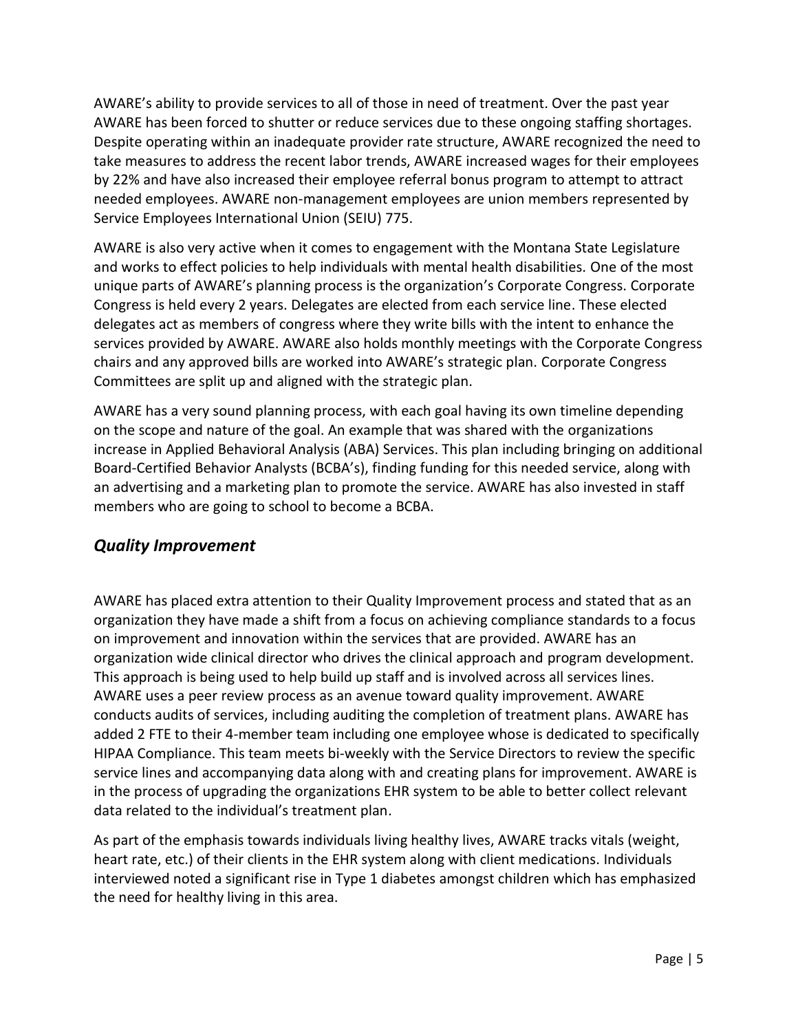AWARE's ability to provide services to all of those in need of treatment. Over the past year AWARE has been forced to shutter or reduce services due to these ongoing staffing shortages. Despite operating within an inadequate provider rate structure, AWARE recognized the need to take measures to address the recent labor trends, AWARE increased wages for their employees by 22% and have also increased their employee referral bonus program to attempt to attract needed employees. AWARE non-management employees are union members represented by Service Employees International Union (SEIU) 775.

AWARE is also very active when it comes to engagement with the Montana State Legislature and works to effect policies to help individuals with mental health disabilities. One of the most unique parts of AWARE's planning process is the organization's Corporate Congress. Corporate Congress is held every 2 years. Delegates are elected from each service line. These elected delegates act as members of congress where they write bills with the intent to enhance the services provided by AWARE. AWARE also holds monthly meetings with the Corporate Congress chairs and any approved bills are worked into AWARE's strategic plan. Corporate Congress Committees are split up and aligned with the strategic plan.

AWARE has a very sound planning process, with each goal having its own timeline depending on the scope and nature of the goal. An example that was shared with the organizations increase in Applied Behavioral Analysis (ABA) Services. This plan including bringing on additional Board-Certified Behavior Analysts (BCBA's), finding funding for this needed service, along with an advertising and a marketing plan to promote the service. AWARE has also invested in staff members who are going to school to become a BCBA.

## *Quality Improvement*

AWARE has placed extra attention to their Quality Improvement process and stated that as an organization they have made a shift from a focus on achieving compliance standards to a focus on improvement and innovation within the services that are provided. AWARE has an organization wide clinical director who drives the clinical approach and program development. This approach is being used to help build up staff and is involved across all services lines. AWARE uses a peer review process as an avenue toward quality improvement. AWARE conducts audits of services, including auditing the completion of treatment plans. AWARE has added 2 FTE to their 4-member team including one employee whose is dedicated to specifically HIPAA Compliance. This team meets bi-weekly with the Service Directors to review the specific service lines and accompanying data along with and creating plans for improvement. AWARE is in the process of upgrading the organizations EHR system to be able to better collect relevant data related to the individual's treatment plan.

As part of the emphasis towards individuals living healthy lives, AWARE tracks vitals (weight, heart rate, etc.) of their clients in the EHR system along with client medications. Individuals interviewed noted a significant rise in Type 1 diabetes amongst children which has emphasized the need for healthy living in this area.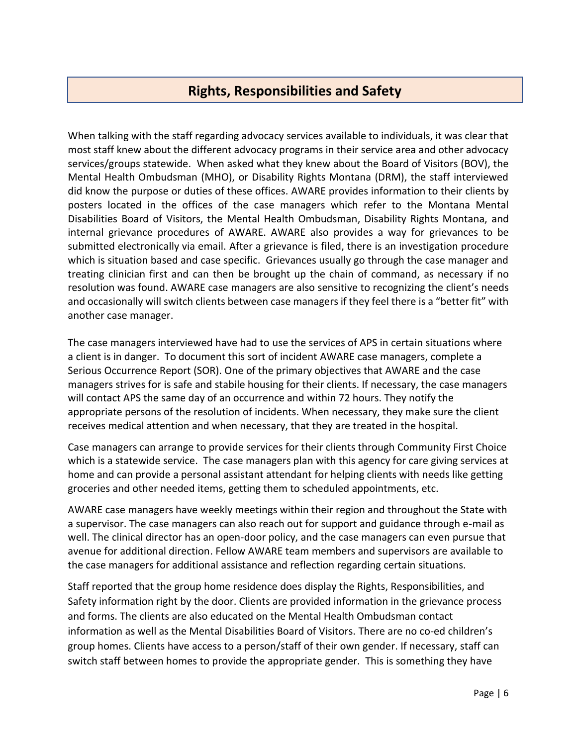## Rights, Responsibilities and Safety

When talking with the staff regarding advocacy services available to individuals, it was clear that most staff knew about the different advocacy programs in their service area and other advocacy services/groups statewide. When asked what they knew about the Board of Visitors (BOV), the Mental Health Ombudsman (MHO), or Disability Rights Montana (DRM), the staff interviewed did know the purpose or duties of these offices. AWARE provides information to their clients by posters located in the offices of the case managers which refer to the Montana Mental Disabilities Board of Visitors, the Mental Health Ombudsman, Disability Rights Montana, and internal grievance procedures of AWARE. AWARE also provides a way for grievances to be submitted electronically via email. After a grievance is filed, there is an investigation procedure which is situation based and case specific. Grievances usually go through the case manager and treating clinician first and can then be brought up the chain of command, as necessary if no resolution was found. AWARE case managers are also sensitive to recognizing the client's needs and occasionally will switch clients between case managers if they feel there is a "better fit" with another case manager.

The case managers interviewed have had to use the services of APS in certain situations where a client is in danger. To document this sort of incident AWARE case managers, complete a Serious Occurrence Report (SOR). One of the primary objectives that AWARE and the case managers strives for is safe and stabile housing for their clients. If necessary, the case managers will contact APS the same day of an occurrence and within 72 hours. They notify the appropriate persons of the resolution of incidents. When necessary, they make sure the client receives medical attention and when necessary, that they are treated in the hospital.

Case managers can arrange to provide services for their clients through Community First Choice which is a statewide service. The case managers plan with this agency for care giving services at home and can provide a personal assistant attendant for helping clients with needs like getting groceries and other needed items, getting them to scheduled appointments, etc.

AWARE case managers have weekly meetings within their region and throughout the State with a supervisor. The case managers can also reach out for support and guidance through e-mail as well. The clinical director has an open-door policy, and the case managers can even pursue that avenue for additional direction. Fellow AWARE team members and supervisors are available to the case managers for additional assistance and reflection regarding certain situations.

Staff reported that the group home residence does display the Rights, Responsibilities, and Safety information right by the door. Clients are provided information in the grievance process and forms. The clients are also educated on the Mental Health Ombudsman contact information as well as the Mental Disabilities Board of Visitors. There are no co-ed children's group homes. Clients have access to a person/staff of their own gender. If necessary, staff can switch staff between homes to provide the appropriate gender. This is something they have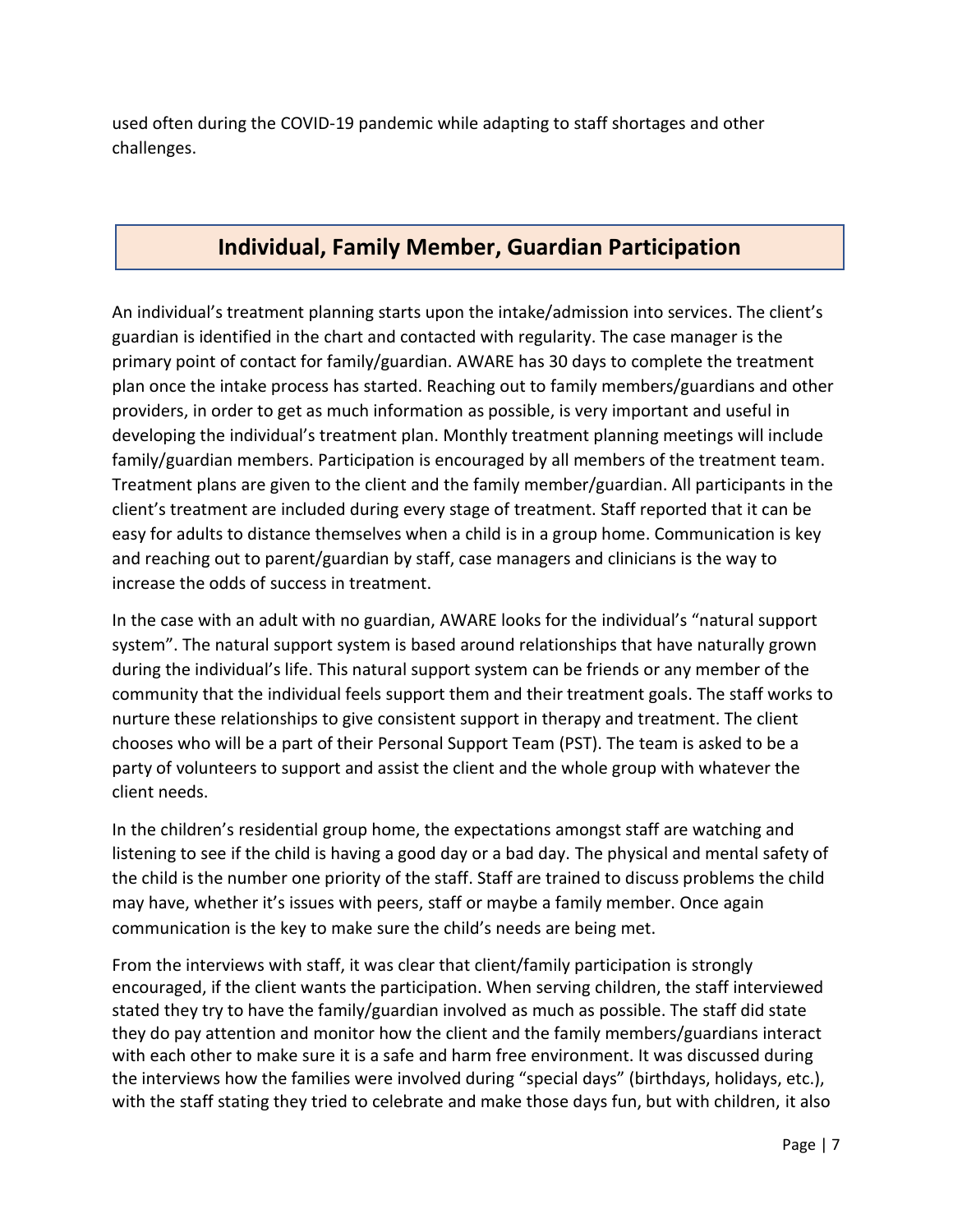used often during the COVID-19 pandemic while adapting to staff shortages and other challenges.

## Individual, Family Member, Guardian Participation

An individual's treatment planning starts upon the intake/admission into services. The client's guardian is identified in the chart and contacted with regularity. The case manager is the primary point of contact for family/guardian. AWARE has 30 days to complete the treatment plan once the intake process has started. Reaching out to family members/guardians and other providers, in order to get as much information as possible, is very important and useful in developing the individual's treatment plan. Monthly treatment planning meetings will include family/guardian members. Participation is encouraged by all members of the treatment team. Treatment plans are given to the client and the family member/guardian. All participants in the client's treatment are included during every stage of treatment. Staff reported that it can be easy for adults to distance themselves when a child is in a group home. Communication is key and reaching out to parent/guardian by staff, case managers and clinicians is the way to increase the odds of success in treatment.

In the case with an adult with no guardian, AWARE looks for the individual's "natural support system". The natural support system is based around relationships that have naturally grown during the individual's life. This natural support system can be friends or any member of the community that the individual feels support them and their treatment goals. The staff works to nurture these relationships to give consistent support in therapy and treatment. The client chooses who will be a part of their Personal Support Team (PST). The team is asked to be a party of volunteers to support and assist the client and the whole group with whatever the client needs.

In the children's residential group home, the expectations amongst staff are watching and listening to see if the child is having a good day or a bad day. The physical and mental safety of the child is the number one priority of the staff. Staff are trained to discuss problems the child may have, whether it's issues with peers, staff or maybe a family member. Once again communication is the key to make sure the child's needs are being met.

From the interviews with staff, it was clear that client/family participation is strongly encouraged, if the client wants the participation. When serving children, the staff interviewed stated they try to have the family/guardian involved as much as possible. The staff did state they do pay attention and monitor how the client and the family members/guardians interact with each other to make sure it is a safe and harm free environment. It was discussed during the interviews how the families were involved during "special days" (birthdays, holidays, etc.), with the staff stating they tried to celebrate and make those days fun, but with children, it also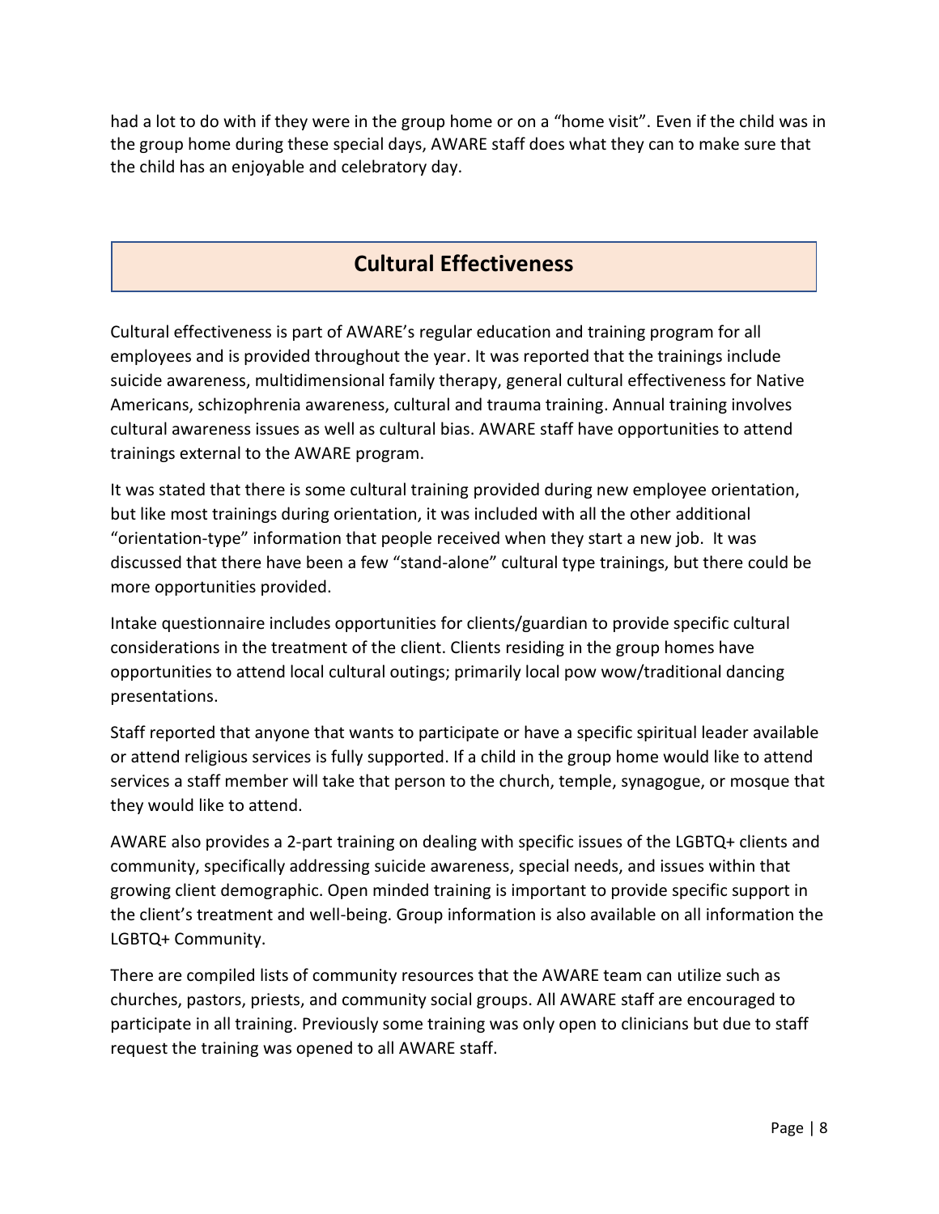had a lot to do with if they were in the group home or on a "home visit". Even if the child was in the group home during these special days, AWARE staff does what they can to make sure that the child has an enjoyable and celebratory day.

## Cultural Effectiveness

Cultural effectiveness is part of AWARE's regular education and training program for all employees and is provided throughout the year. It was reported that the trainings include suicide awareness, multidimensional family therapy, general cultural effectiveness for Native Americans, schizophrenia awareness, cultural and trauma training. Annual training involves cultural awareness issues as well as cultural bias. AWARE staff have opportunities to attend trainings external to the AWARE program.

It was stated that there is some cultural training provided during new employee orientation, but like most trainings during orientation, it was included with all the other additional "orientation-type" information that people received when they start a new job. It was discussed that there have been a few "stand-alone" cultural type trainings, but there could be more opportunities provided.

Intake questionnaire includes opportunities for clients/guardian to provide specific cultural considerations in the treatment of the client. Clients residing in the group homes have opportunities to attend local cultural outings; primarily local pow wow/traditional dancing presentations.

Staff reported that anyone that wants to participate or have a specific spiritual leader available or attend religious services is fully supported. If a child in the group home would like to attend services a staff member will take that person to the church, temple, synagogue, or mosque that they would like to attend.

AWARE also provides a 2-part training on dealing with specific issues of the LGBTQ+ clients and community, specifically addressing suicide awareness, special needs, and issues within that growing client demographic. Open minded training is important to provide specific support in the client's treatment and well-being. Group information is also available on all information the LGBTQ+ Community.

There are compiled lists of community resources that the AWARE team can utilize such as churches, pastors, priests, and community social groups. All AWARE staff are encouraged to participate in all training. Previously some training was only open to clinicians but due to staff request the training was opened to all AWARE staff.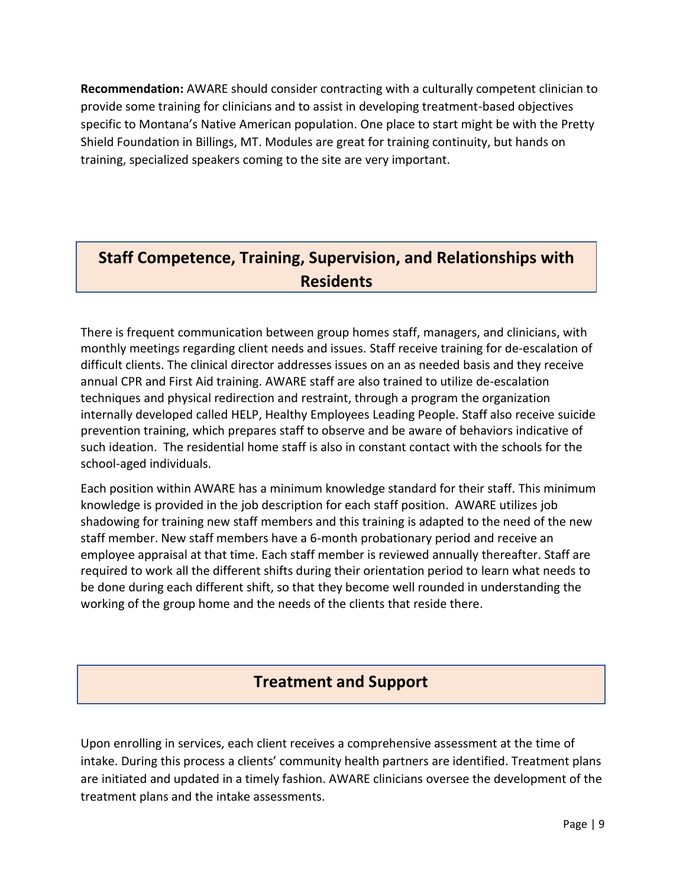**Recommendation:** AWARE should consider contracting with a culturally competent clinician to provide some training for clinicians and to assist in developing treatment-based objectives specific to Montana's Native American population. One place to start might be with the Pretty Shield Foundation in Billings, MT. Modules are great for training continuity, but hands on training, specialized speakers coming to the site are very important.

## Staff Competence, Training, Supervision, and Relationships with Residents

There is frequent communication between group homes staff, managers, and clinicians, with monthly meetings regarding client needs and issues. Staff receive training for de-escalation of difficult clients. The clinical director addresses issues on an as needed basis and they receive annual CPR and First Aid training. AWARE staff are also trained to utilize de-escalation techniques and physical redirection and restraint, through a program the organization internally developed called HELP, Healthy Employees Leading People. Staff also receive suicide prevention training, which prepares staff to observe and be aware of behaviors indicative of such ideation. The residential home staff is also in constant contact with the schools for the school-aged individuals.

Each position within AWARE has a minimum knowledge standard for their staff. This minimum knowledge is provided in the job description for each staff position. AWARE utilizes job shadowing for training new staff members and this training is adapted to the need of the new staff member. New staff members have a 6-month probationary period and receive an employee appraisal at that time. Each staff member is reviewed annually thereafter. Staff are required to work all the different shifts during their orientation period to learn what needs to be done during each different shift, so that they become well rounded in understanding the working of the group home and the needs of the clients that reside there.

## Treatment and Support

Upon enrolling in services, each client receives a comprehensive assessment at the time of intake. During this process a clients' community health partners are identified. Treatment plans are initiated and updated in a timely fashion. AWARE clinicians oversee the development of the treatment plans and the intake assessments.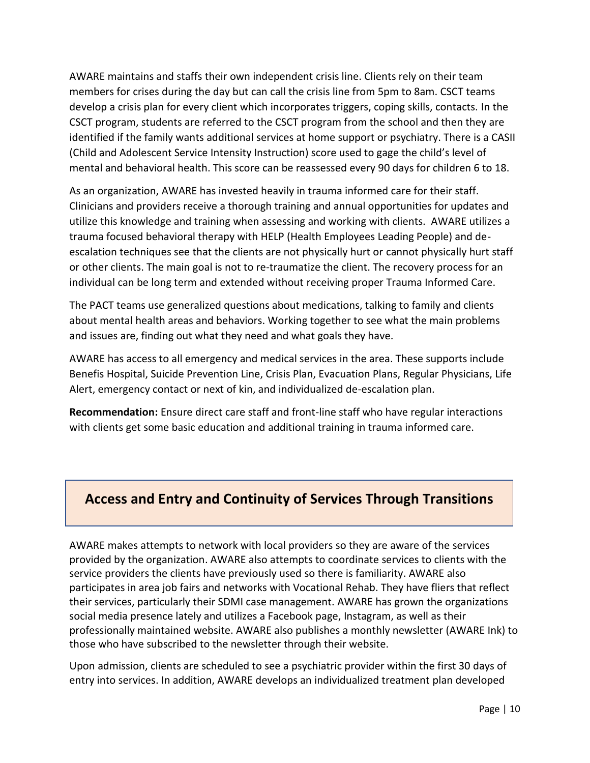AWARE maintains and staffs their own independent crisis line. Clients rely on their team members for crises during the day but can call the crisis line from 5pm to 8am. CSCT teams develop a crisis plan for every client which incorporates triggers, coping skills, contacts. In the CSCT program, students are referred to the CSCT program from the school and then they are identified if the family wants additional services at home support or psychiatry. There is a CASII (Child and Adolescent Service Intensity Instruction) score used to gage the child's level of mental and behavioral health. This score can be reassessed every 90 days for children 6 to 18.

As an organization, AWARE has invested heavily in trauma informed care for their staff. Clinicians and providers receive a thorough training and annual opportunities for updates and utilize this knowledge and training when assessing and working with clients. AWARE utilizes a trauma focused behavioral therapy with HELP (Health Employees Leading People) and de-escalation techniques see that the clients are not physically hurt or cannot physically hurt staff or other clients. The main goal is not to re-traumatize the client. The recovery process for an individual can be long term and extended without receiving proper Trauma Informed Care.

The PACT teams use generalized questions about medications, talking to family and clients about mental health areas and behaviors. Working together to see what the main problems and issues are, finding out what they need and what goals they have.

AWARE has access to all emergency and medical services in the area. These supports include Benefis Hospital, Suicide Prevention Line, Crisis Plan, Evacuation Plans, Regular Physicians, Life Alert, emergency contact or next of kin, and individualized de-escalation plan.

**Recommendation:** Ensure direct care staff and front-line staff who have regular interactions with clients get some basic education and additional training in trauma informed care.

## Access and Entry and Continuity of Services Through Transitions

AWARE makes attempts to network with local providers so they are aware of the services provided by the organization. AWARE also attempts to coordinate services to clients with the service providers the clients have previously used so there is familiarity. AWARE also participates in area job fairs and networks with Vocational Rehab. They have fliers that reflect their services, particularly their SDMI case management. AWARE has grown the organizations social media presence lately and utilizes a Facebook page, Instagram, as well as their professionally maintained website. AWARE also publishes a monthly newsletter (AWARE Ink) to those who have subscribed to the newsletter through their website.

Upon admission, clients are scheduled to see a psychiatric provider within the first 30 days of entry into services. In addition, AWARE develops an individualized treatment plan developed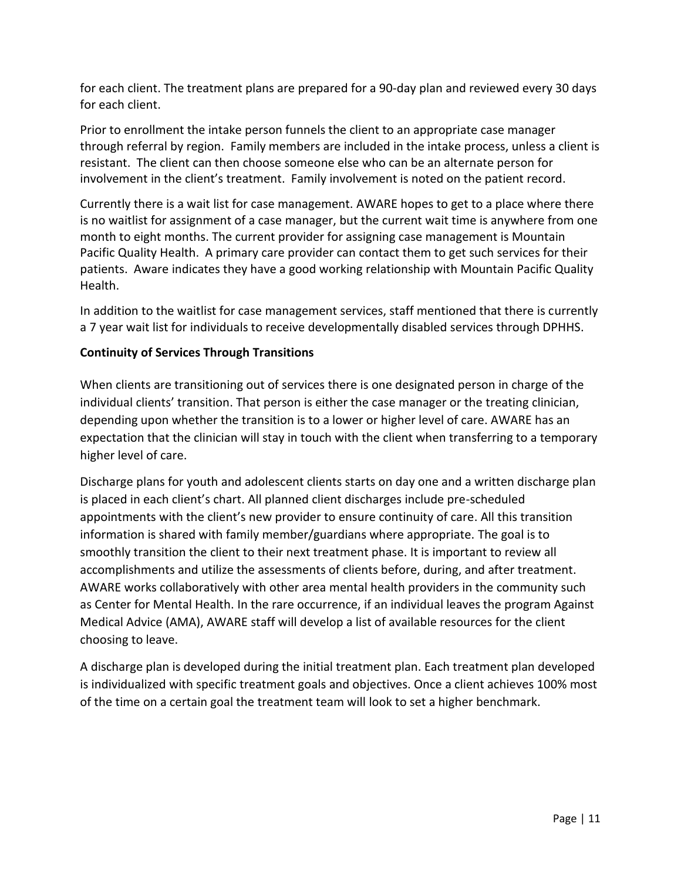for each client. The treatment plans are prepared for a 90-day plan and reviewed every 30 days for each client.

Prior to enrollment the intake person funnels the client to an appropriate case manager through referral by region. Family members are included in the intake process, unless a client is resistant. The client can then choose someone else who can be an alternate person for involvement in the client's treatment. Family involvement is noted on the patient record.

Currently there is a wait list for case management. AWARE hopes to get to a place where there is no waitlist for assignment of a case manager, but the current wait time is anywhere from one month to eight months. The current provider for assigning case management is Mountain Pacific Quality Health. A primary care provider can contact them to get such services for their patients. Aware indicates they have a good working relationship with Mountain Pacific Quality Health.

In addition to the waitlist for case management services, staff mentioned that there is currently a 7 year wait list for individuals to receive developmentally disabled services through DPHHS.

**Continuity of Services Through Transitions**

When clients are transitioning out of services there is one designated person in charge of the individual clients' transition. That person is either the case manager or the treating clinician, depending upon whether the transition is to a lower or higher level of care. AWARE has an expectation that the clinician will stay in touch with the client when transferring to a temporary higher level of care.

Discharge plans for youth and adolescent clients starts on day one and a written discharge plan is placed in each client's chart. All planned client discharges include pre-scheduled appointments with the client's new provider to ensure continuity of care. All this transition information is shared with family member/guardians where appropriate. The goal is to smoothly transition the client to their next treatment phase. It is important to review all accomplishments and utilize the assessments of clients before, during, and after treatment. AWARE works collaboratively with other area mental health providers in the community such as Center for Mental Health. In the rare occurrence, if an individual leaves the program Against Medical Advice (AMA), AWARE staff will develop a list of available resources for the client choosing to leave.

A discharge plan is developed during the initial treatment plan. Each treatment plan developed is individualized with specific treatment goals and objectives. Once a client achieves 100% most of the time on a certain goal the treatment team will look to set a higher benchmark.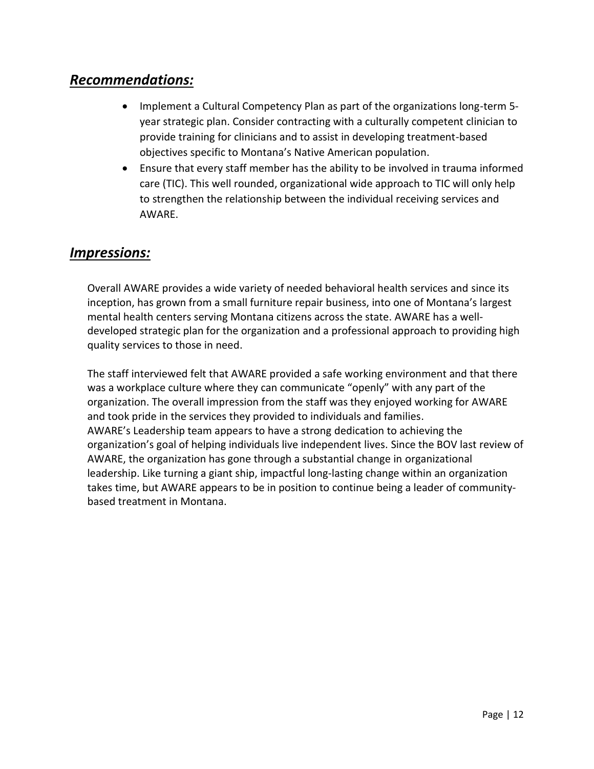## ***Recommendations:***

- Implement a Cultural Competency Plan as part of the organizations long-term 5-year strategic plan. Consider contracting with a culturally competent clinician to provide training for clinicians and to assist in developing treatment-based objectives specific to Montana's Native American population.
- Ensure that every staff member has the ability to be involved in trauma informed care (TIC). This well rounded, organizational wide approach to TIC will only help to strengthen the relationship between the individual receiving services and AWARE.

## ***Impressions:***

Overall AWARE provides a wide variety of needed behavioral health services and since its inception, has grown from a small furniture repair business, into one of Montana's largest mental health centers serving Montana citizens across the state. AWARE has a well-developed strategic plan for the organization and a professional approach to providing high quality services to those in need.

The staff interviewed felt that AWARE provided a safe working environment and that there was a workplace culture where they can communicate "openly" with any part of the organization. The overall impression from the staff was they enjoyed working for AWARE and took pride in the services they provided to individuals and families.
AWARE's Leadership team appears to have a strong dedication to achieving the organization's goal of helping individuals live independent lives. Since the BOV last review of AWARE, the organization has gone through a substantial change in organizational leadership. Like turning a giant ship, impactful long-lasting change within an organization takes time, but AWARE appears to be in position to continue being a leader of community-based treatment in Montana.